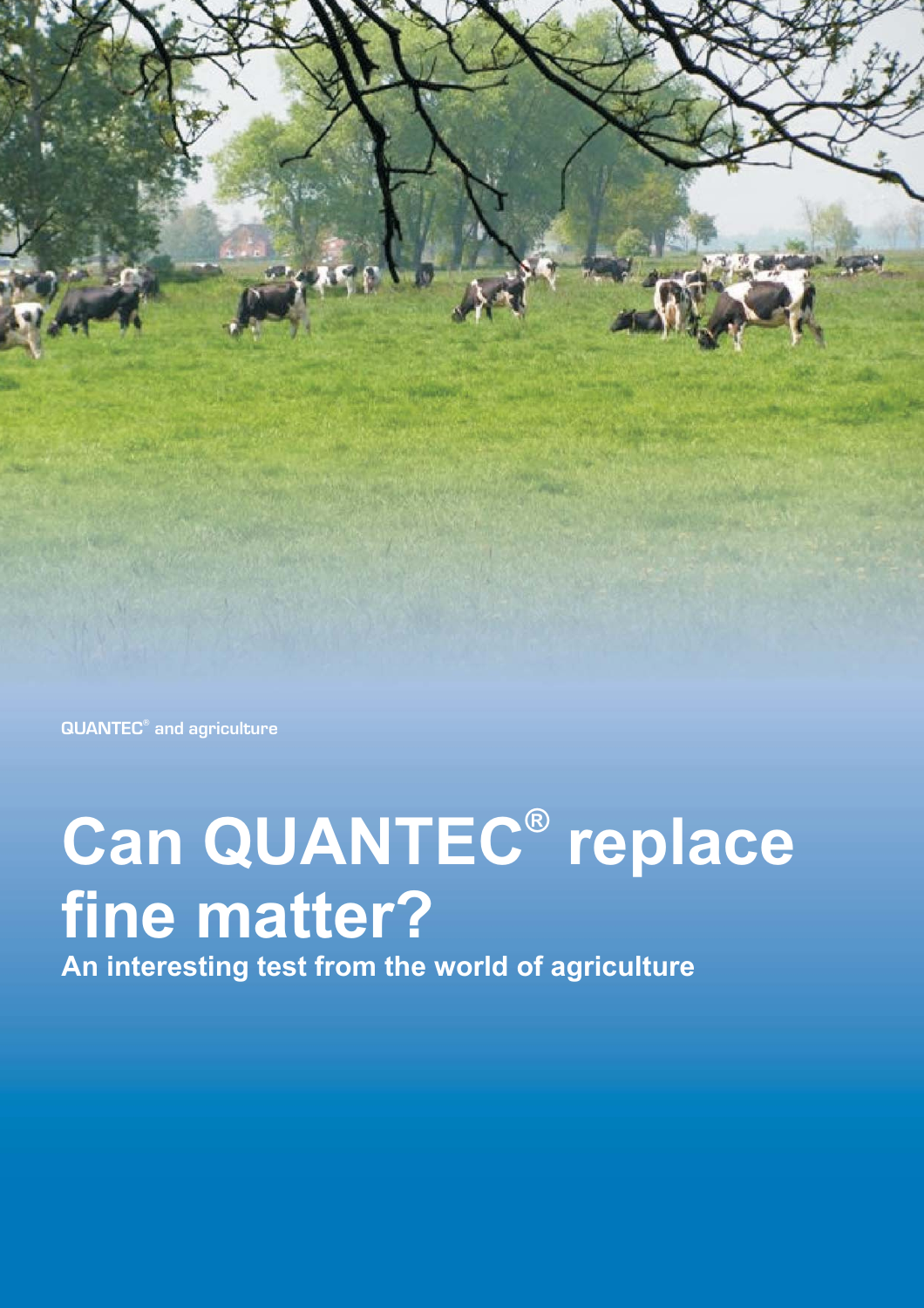QUANTEC® and agriculture

# Can QUANTEC® replace fine matter?

An interesting test from the world of agriculture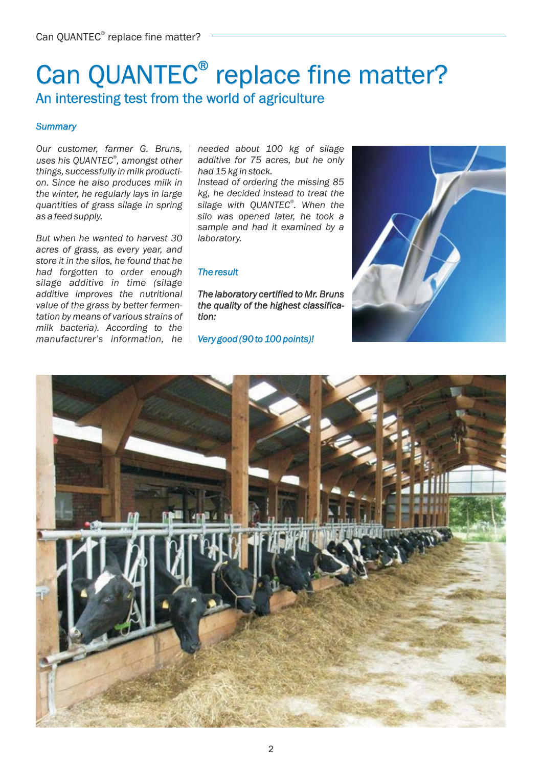# Can QUANTEC® replace fine matter?

## An interesting test from the world of agriculture

### *Summary*

*Our customer, farmer G. Bruns, uses his QUANTEC®, amongst other things, successfully in milk production. Since he also produces milk in the winter, he regularly lays in large quantities of grass silage in spring as a feed supply.*

*But when he wanted to harvest 30 acres of grass, as every year, and store it in the silos, he found that he had forgotten to order enough silage additive in time (silage additive improves the nutritional value of the grass by better fermentation by means of various strains of milk bacteria). According to the manufacturer's information, he needed about 100 kg of silage additive for 75 acres, but he only had 15 kg in stock.*

*Instead of ordering the missing 85 kg, he decided instead to treat the silage with QUANTEC®. When the silo was opened later, he took a sample and had it examined by a laboratory.*

### *The result*

***The laboratory certified to Mr. Bruns the quality of the highest classification:***

***Very good (90 to 100 points)!***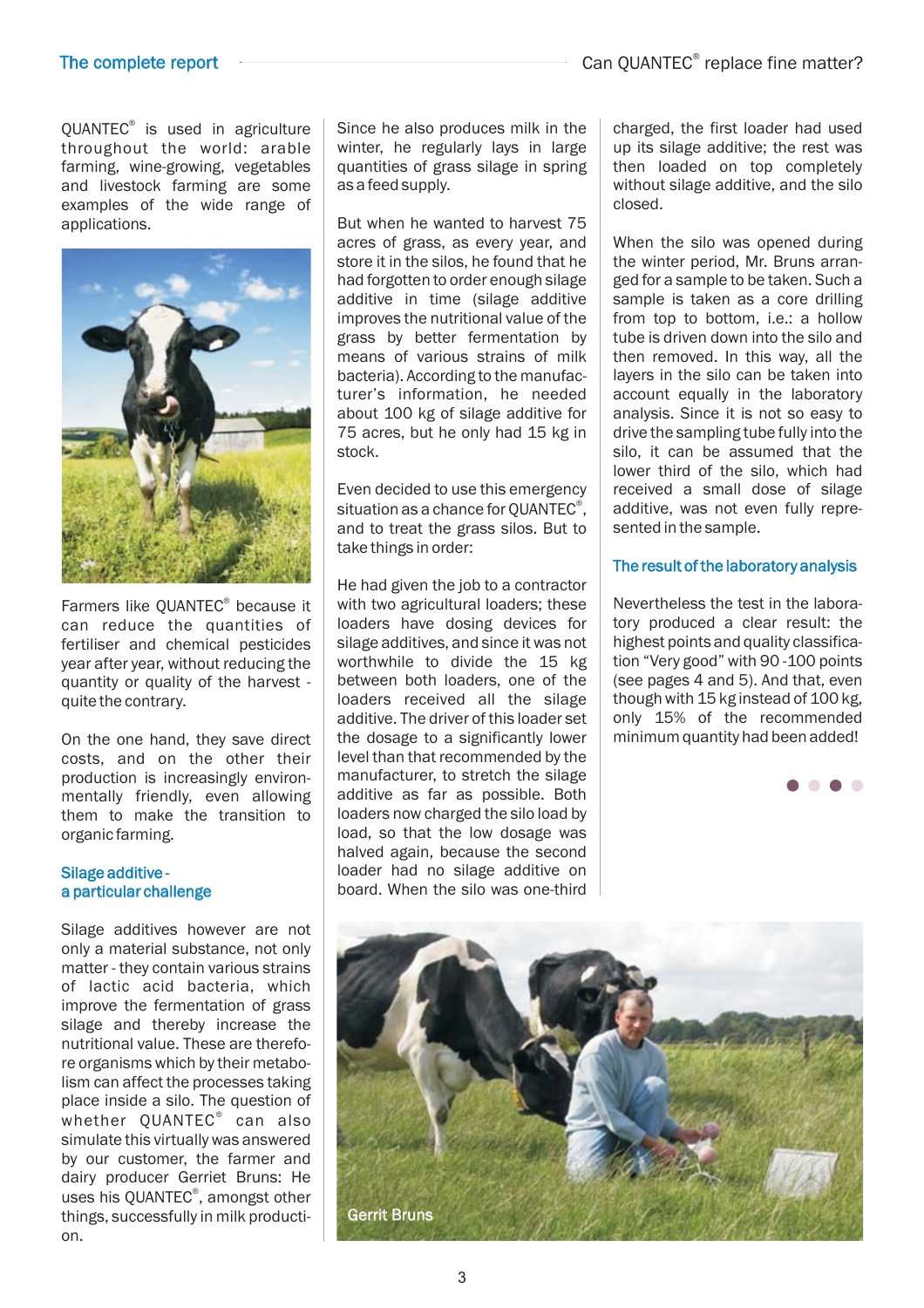QUANTEC® is used in agriculture throughout the world: arable farming, wine-growing, vegetables and livestock farming are some examples of the wide range of applications.

Farmers like QUANTEC® because it can reduce the quantities of fertiliser and chemical pesticides year after year, without reducing the quantity or quality of the harvest - quite the contrary.

On the one hand, they save direct costs, and on the other their production is increasingly environmentally friendly, even allowing them to make the transition to organic farming.

## Silage additive - a particular challenge

Silage additives however are not only a material substance, not only matter - they contain various strains of lactic acid bacteria, which improve the fermentation of grass silage and thereby increase the nutritional value. These are therefore organisms which by their metabolism can affect the processes taking place inside a silo. The question of whether QUANTEC® can also simulate this virtually was answered by our customer, the farmer and dairy producer Gerrit Bruns: He uses his QUANTEC®, amongst other things, successfully in milk production.

Since he also produces milk in the winter, he regularly lays in large quantities of grass silage in spring as a feed supply.

But when he wanted to harvest 75 acres of grass, as every year, and store it in the silos, he found that he had forgotten to order enough silage additive in time (silage additive improves the nutritional value of the grass by better fermentation by means of various strains of milk bacteria). According to the manufacturer's information, he needed about 100 kg of silage additive for 75 acres, but he only had 15 kg in stock.

Even decided to use this emergency situation as a chance for QUANTEC®, and to treat the grass silos. But to take things in order:

He had given the job to a contractor with two agricultural loaders; these loaders have dosing devices for silage additives, and since it was not worthwhile to divide the 15 kg between both loaders, one of the loaders received all the silage additive. The driver of this loader set the dosage to a significantly lower level than that recommended by the manufacturer, to stretch the silage additive as far as possible. Both loaders now charged the silo load by load, so that the low dosage was halved again, because the second loader had no silage additive on board. When the silo was one-third charged, the first loader had used up its silage additive; the rest was then loaded on top completely without silage additive, and the silo closed.

When the silo was opened during the winter period, Mr. Bruns arranged for a sample to be taken. Such a sample is taken as a core drilling from top to bottom, i.e.: a hollow tube is driven down into the silo and then removed. In this way, all the layers in the silo can be taken into account equally in the laboratory analysis. Since it is not so easy to drive the sampling tube fully into the silo, it can be assumed that the lower third of the silo, which had received a small dose of silage additive, was not even fully represented in the sample.

## The result of the laboratory analysis

Nevertheless the test in the laboratory produced a clear result: the highest points and quality classification "Very good" with 90 -100 points (see pages 4 and 5). And that, even though with 15 kg instead of 100 kg, only 15% of the recommended minimum quantity had been added!

Gerrit Bruns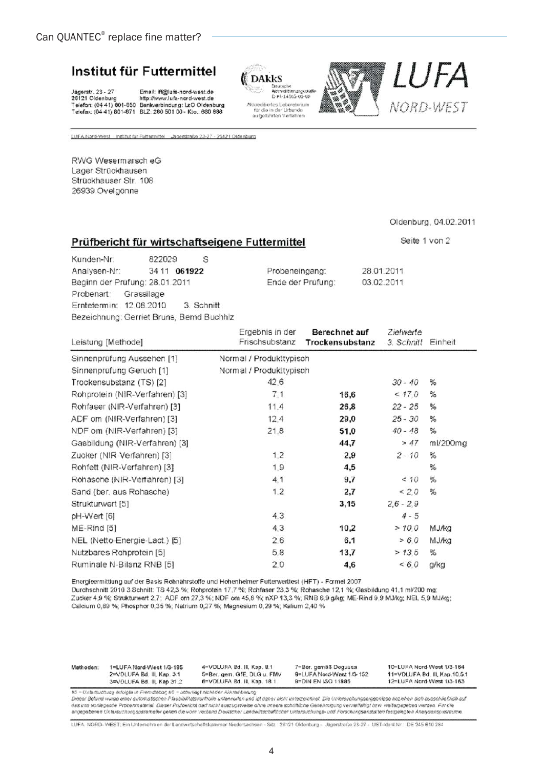# Institut für Futtermittel

Jägerstr. 23 - 27
26121 Oldenburg
Telefon: (04 41) 801-850
Telefax: (04 41) 801-871

Email: iff@lufa-nord-west.de
http://www.lufa-nord-west.de
Bankverbindung: LzO Oldenburg
BLZ: 280 501 00 - Kto.: 660 886

DAkkS Deutsche Akkreditierungsstelle D-PL-14165-01-00
Akkreditiertes Laboratorium für die in der Urkunde aufgeführten Verfahren

LUFA NORD-WEST

LUFA Nord-West · Institut für Futtermittel · Jägerstraße 23-27 · 26121 Oldenburg

RWG Wesermarsch eG
Lager Strückhausen
Strückhauser Str. 108
26939 Ovelgönne

Oldenburg, 04.02.2011

## Prüfbericht für wirtschaftseigene Futtermittel

Seite 1 von 2

Kunden-Nr: 822029 S
Analysen-Nr: 34 11 **061922** Probeneingang: 28.01.2011
Beginn der Prüfung: 28.01.2011 Ende der Prüfung: 03.02.2011
Probenart: Grassilage
Erntetermin: 12.08.2010 3. Schnitt
Bezeichnung: Gerriet Bruns, Bernd Buchhlz

| Leistung [Methode] | Ergebnis in der Frischsubstanz | **Berechnet auf Trockensubstanz** | *Zielwerte 3. Schnitt* | Einheit |
|---|---|---|---|---|
| Sinnenprüfung Aussehen [1] | Normal / Produkttypisch | | | |
| Sinnenprüfung Geruch [1] | Normal / Produkttypisch | | | |
| Trockensubstanz (TS) [2] | 42,6 | | *30 - 40* | % |
| Rohprotein (NIR-Verfahren) [3] | 7,1 | **16,6** | *< 17,0* | % |
| Rohfaser (NIR-Verfahren) [3] | 11,4 | **26,8** | *22 - 25* | % |
| ADF om (NIR-Verfahren) [3] | 12,4 | **29,0** | *25 - 30* | % |
| NDF om (NIR-Verfahren) [3] | 21,8 | **51,0** | *40 - 48* | % |
| Gasbildung (NIR-Verfahren) [3] | | **44,7** | *> 47* | ml/200mg |
| Zucker (NIR-Verfahren) [3] | 1,2 | **2,9** | *2 - 10* | % |
| Rohfett (NIR-Verfahren) [3] | 1,9 | **4,5** | | % |
| Rohasche (NIR-Verfahren) [3] | 4,1 | **9,7** | *< 10* | % |
| Sand (ber. aus Rohasche) | 1,2 | **2,7** | *< 2,0* | % |
| Strukturwert [5] | | **3,15** | *2,6 - 2,9* | |
| pH-Wert [6] | 4,3 | | *4 - 5* | |
| ME-Rind [5] | 4,3 | **10,2** | *> 10,0* | MJ/kg |
| NEL (Netto-Energie-Lact.) [5] | 2,6 | **6,1** | *> 6,0* | MJ/kg |
| Nutzbares Rohprotein [5] | 5,8 | **13,7** | *> 13,5* | % |
| Ruminale N-Bilanz RNB [5] | 2,0 | **4,6** | *< 6,0* | g/kg |

Energieermittlung auf der Basis Rohnährstoffe und Hohenheimer Futterwerttest (HFT) - Formel 2007
Durchschnitt 2010 3.Schnitt: TS 42,3 %; Rohprotein 17,7 %; Rohfaser 23,3 %; Rohasche 12,1 %; Gasbildung 41,1 ml/200 mg;
Zucker 4,9 %; Strukturwert 2,7; ADF om 27,3 %; NDF om 45,8 %; nXP 13,3 %; RNB 6,9 g/kg; ME-Rind 9,9 MJ/kg; NEL 5,9 MJ/kg;
Calcium 0,69 %; Phosphor 0,35 %; Natrium 0,27 %; Magnesium 0,29 %; Kalium 2,40 %

| Methoden: | | | | |
|---|---|---|---|---|
| | 1=LUFA Nord-West 1/3-185 | 4=VDLUFA Bd. III, Kap. 8.1 | 7=Ber. gemäß Degussa | 10=LUFA Nord-West 1/3-164 |
| | 2=VDLUFA Bd. III, Kap. 3.1 | 5=Ber. gem. GfE, DLG u. FMV | 8=LUFA Nord-West 1/3-152 | 11=VDLUFA Bd. III, Kap.10.5.1 |
| | 3=VDLUFA Bd. III, Kap 31.2 | 6=VDLUFA Bd. III, Kap. 18.1 | 9=DIN EN ISO 11885 | 12=LUFA Nord-West 1/3-163 |

#5 = Untersuchung erfolgte in Fremdlabor, #6 = unterliegt nicht der Akkreditierung
Dieser Befund wurde einer automatischen Plausibilitätskontrolle unterworfen und ist daher nicht unterzeichnet. Die Untersuchungsergebnisse beziehen sich ausschließlich auf das uns vorliegende Probenmaterial. Dieser Prüfbericht darf nicht auszugsweise ohne unsere schriftliche Genehmigung vervielfältigt bzw. weitergegeben werden. Für die angegebenen Untersuchungsparameter gelten die vom Verband Deutscher Landwirtschaftlicher Untersuchungs- und Forschungsanstalten festgelegten Analysenspielräume.

LUFA NORD-WEST: Ein Unternehmen der Landwirtschaftskammer Niedersachsen - Sitz: 26121 Oldenburg - Jägerstraße 23-27 - UST-Ident Nr.: DE 245 610 284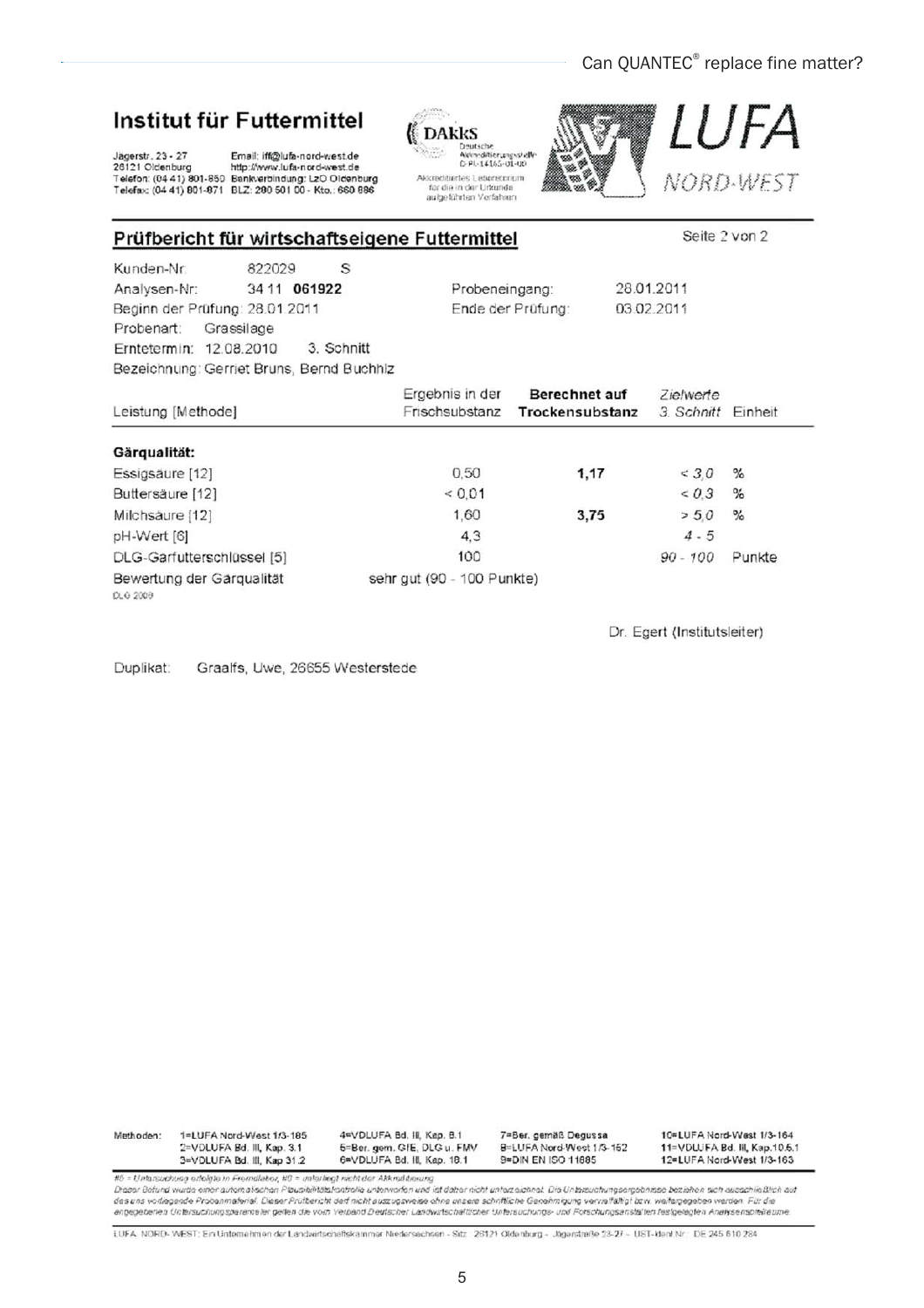# Institut für Futtermittel

Jägerstr. 23 - 27
26121 Oldenburg
Telefon: (04 41) 801-850
Telefax: (04 41) 801-871

Email: iff@lufa-nord-west.de
http://www.lufa-nord-west.de
Bankverbindung: LzO Oldenburg
BLZ: 280 501 00 - Kto.: 660 886

DAkkS Deutsche Akkreditierungsstelle D-PL-14165-01-00
Akkreditiertes Laboratorium für die in der Urkunde aufgeführten Verfahren

LUFA NORD-WEST

## Prüfbericht für wirtschaftseigene Futtermittel

Seite 2 von 2

Kunden-Nr: 822029 S
Analysen-Nr: 34 11 **061922**
Probeneingang: 28.01.2011
Beginn der Prüfung: 28.01.2011
Ende der Prüfung: 03.02.2011
Probenart: Grassilage
Erntetermin: 12.08.2010 3. Schnitt
Bezeichnung: Gerriet Bruns, Bernd Buchhiz

| Leistung [Methode] | Ergebnis in der Frischsubstanz | **Berechnet auf Trockensubstanz** | *Zielwerte 3. Schnitt* | Einheit |
|---|---|---|---|---|
| **Gärqualität:** | | | | |
| Essigsäure [12] | 0,50 | **1,17** | *< 3,0* | % |
| Buttersäure [12] | < 0,01 | | *< 0,3* | % |
| Milchsäure [12] | 1,60 | **3,75** | *> 5,0* | % |
| pH-Wert [6] | 4,3 | | *4 - 5* | |
| DLG-Garfutterschlüssel [5] | 100 | | *90 - 100* | Punkte |
| Bewertung der Gärqualität | sehr gut (90 - 100 Punkte) | | | |

DLG 2006

Dr. Egert (Institutsleiter)

Duplikat: Graalfs, Uwe, 26655 Westerstede

| Methoden: | | | | |
|---|---|---|---|---|
| | 1=LUFA Nord-West 1/3-185 | 4=VDLUFA Bd. III, Kap. 8.1 | 7=Ber. gemäß Degussa | 10=LUFA Nord-West 1/3-164 |
| | 2=VDLUFA Bd. III, Kap. 3.1 | 5=Ber. gem. GfE, DLG u. FMV | 8=LUFA Nord-West 1/3-162 | 11=VDLUFA Bd. III, Kap.10.6.1 |
| | 3=VDLUFA Bd. III, Kap 31.2 | 6=VDLUFA Bd. III, Kap. 18.1 | 9=DIN EN ISO 11885 | 12=LUFA Nord-West 1/3-163 |

*#5 = Untersuchung erfolgte im Fremdlabor, #0 = unterliegt nicht der Akkreditierung*
*Dieser Befund wurde einer automatischen Plausibilitätskontrolle unterworfen und ist daher nicht unterzeichnet. Die Untersuchungsergebnisse beziehen sich ausschließlich auf das uns vorliegende Probenmaterial. Dieser Prüfbericht darf nicht auszugsweise ohne unsere schriftliche Genehmigung vervielfältigt bzw. weitergegeben werden. Für die angegebenen Untersuchungsparameter gelten die vom Verband Deutscher Landwirtschaftlicher Untersuchungs- und Forschungsanstalten festgelegten Analysenspielräume.*

LUFA NORD-WEST: Ein Unternehmen der Landwirtschaftskammer Niedersachsen - Sitz: 26121 Oldenburg - Jägerstraße 23-27 - UST-Ident Nr.: DE 245 610 284